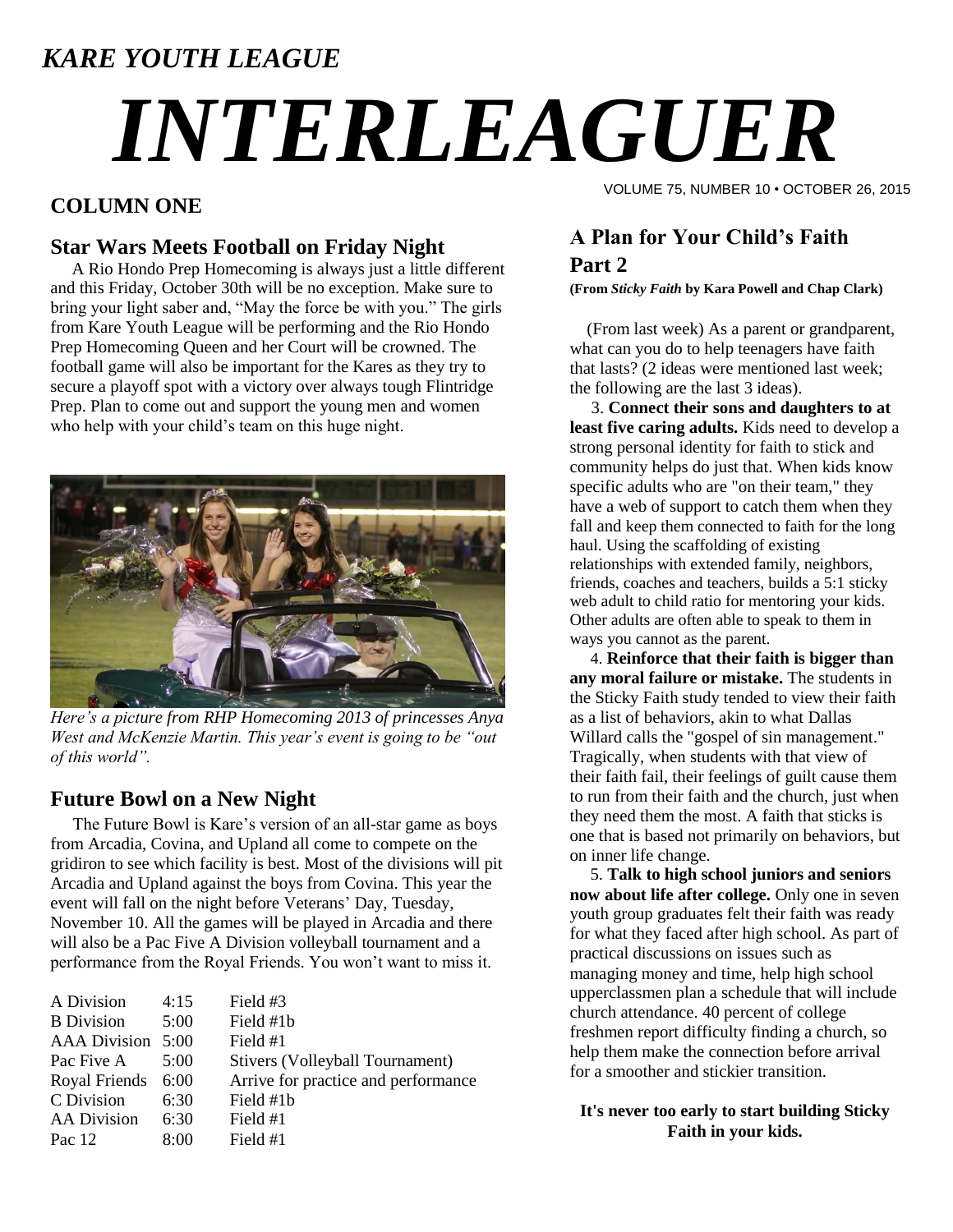*KARE YOUTH LEAGUE*

# *INTERLEAGUER*

VOLUME 75, NUMBER 10 • OCTOBER 26, 2015

## COLUMN ONE

### Star Wars Meets Football on Friday Night

A Rio Hondo Prep Homecoming is always just a little different and this Friday, October 30th will be no exception. Make sure to bring your light saber and, "May the force be with you." The girls from Kare Youth League will be performing and the Rio Hondo Prep Homecoming Queen and her Court will be crowned. The football game will also be important for the Kares as they try to secure a playoff spot with a victory over always tough Flintridge Prep. Plan to come out and support the young men and women who help with your child's team on this huge night.

*Here's a picture from RHP Homecoming 2013 of princesses Anya West and McKenzie Martin. This year's event is going to be "out of this world".*

### Future Bowl on a New Night

The Future Bowl is Kare's version of an all-star game as boys from Arcadia, Covina, and Upland all come to compete on the gridiron to see which facility is best. Most of the divisions will pit Arcadia and Upland against the boys from Covina. This year the event will fall on the night before Veterans' Day, Tuesday, November 10. All the games will be played in Arcadia and there will also be a Pac Five A Division volleyball tournament and a performance from the Royal Friends. You won't want to miss it.

| | | |
|---|---|---|
| A Division | 4:15 | Field #3 |
| B Division | 5:00 | Field #1b |
| AAA Division | 5:00 | Field #1 |
| Pac Five A | 5:00 | Stivers (Volleyball Tournament) |
| Royal Friends | 6:00 | Arrive for practice and performance |
| C Division | 6:30 | Field #1b |
| AA Division | 6:30 | Field #1 |
| Pac 12 | 8:00 | Field #1 |

## A Plan for Your Child's Faith Part 2

**(From *Sticky Faith* by Kara Powell and Chap Clark)**

(From last week) As a parent or grandparent, what can you do to help teenagers have faith that lasts? (2 ideas were mentioned last week; the following are the last 3 ideas).

3. **Connect their sons and daughters to at least five caring adults.** Kids need to develop a strong personal identity for faith to stick and community helps do just that. When kids know specific adults who are "on their team," they have a web of support to catch them when they fall and keep them connected to faith for the long haul. Using the scaffolding of existing relationships with extended family, neighbors, friends, coaches and teachers, builds a 5:1 sticky web adult to child ratio for mentoring your kids. Other adults are often able to speak to them in ways you cannot as the parent.

4. **Reinforce that their faith is bigger than any moral failure or mistake.** The students in the Sticky Faith study tended to view their faith as a list of behaviors, akin to what Dallas Willard calls the "gospel of sin management." Tragically, when students with that view of their faith fail, their feelings of guilt cause them to run from their faith and the church, just when they need them the most. A faith that sticks is one that is based not primarily on behaviors, but on inner life change.

5. **Talk to high school juniors and seniors now about life after college.** Only one in seven youth group graduates felt their faith was ready for what they faced after high school. As part of practical discussions on issues such as managing money and time, help high school upperclassmen plan a schedule that will include church attendance. 40 percent of college freshmen report difficulty finding a church, so help them make the connection before arrival for a smoother and stickier transition.

**It's never too early to start building Sticky Faith in your kids.**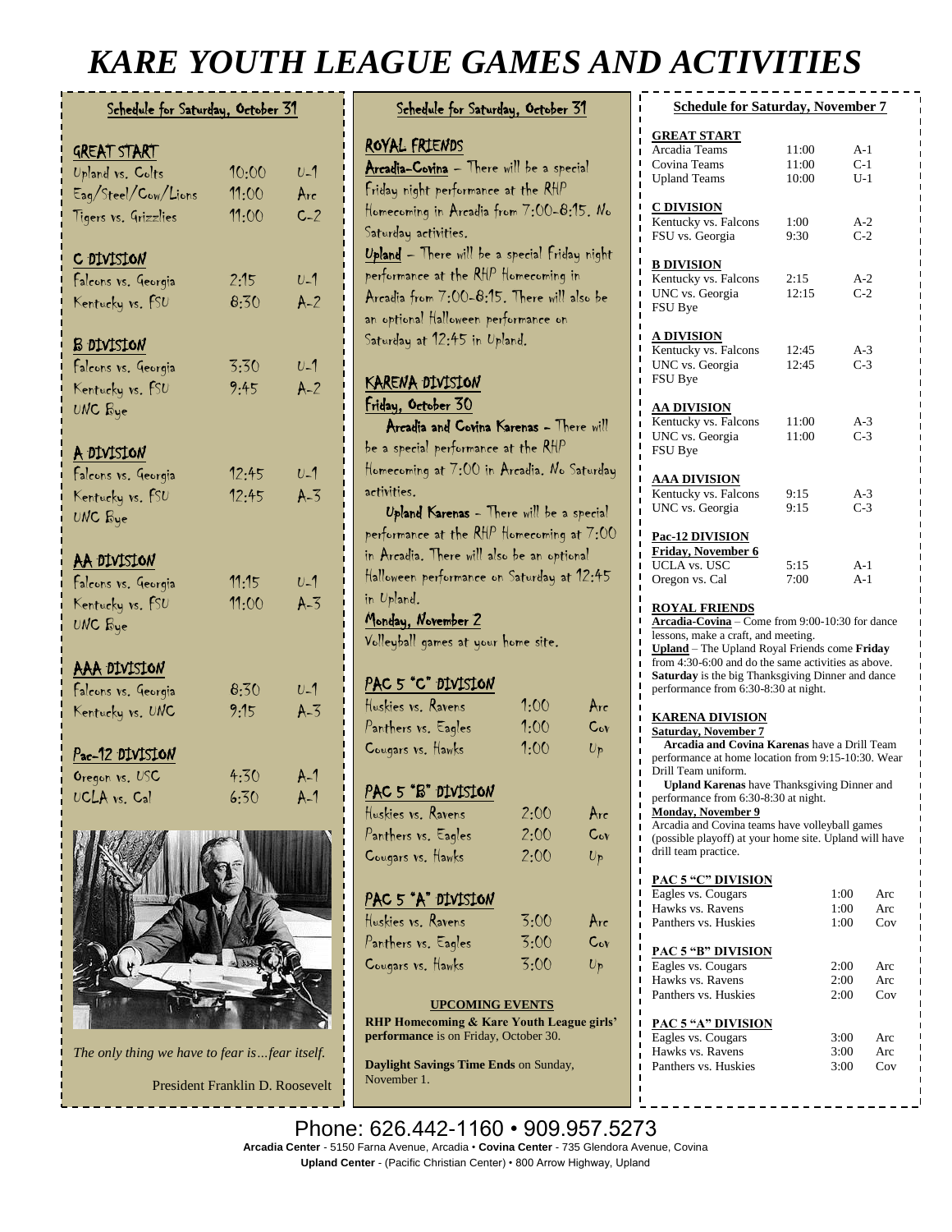# KARE YOUTH LEAGUE GAMES AND ACTIVITIES

## Schedule for Saturday, October 31

### GREAT START

| | | |
|---|---|---|
| Upland vs. Colts | 10:00 | U-1 |
| Eag/Steel/Cow/Lions | 11:00 | Arc |
| Tigers vs. Grizzlies | 11:00 | C-2 |

### C DIVISION

| | | |
|---|---|---|
| Falcons vs. Georgia | 2:15 | U-1 |
| Kentucky vs. FSU | 8:30 | A-2 |

### B DIVISION

| | | |
|---|---|---|
| Falcons vs. Georgia | 3:30 | U-1 |
| Kentucky vs. FSU | 9:45 | A-2 |
| UNC Bye | | |

### A DIVISION

| | | |
|---|---|---|
| Falcons vs. Georgia | 12:45 | U-1 |
| Kentucky vs. FSU | 12:45 | A-3 |
| UNC Bye | | |

### AA DIVISION

| | | |
|---|---|---|
| Falcons vs. Georgia | 11:15 | U-1 |
| Kentucky vs. FSU | 11:00 | A-3 |
| UNC Bye | | |

### AAA DIVISION

| | | |
|---|---|---|
| Falcons vs. Georgia | 8:30 | U-1 |
| Kentucky vs. UNC | 9:15 | A-3 |

### Pac-12 DIVISION

| | | |
|---|---|---|
| Oregon vs. USC | 4:30 | A-1 |
| UCLA vs. Cal | 6:30 | A-1 |

*The only thing we have to fear is…fear itself.*

President Franklin D. Roosevelt

## Schedule for Saturday, October 31

### ROYAL FRIENDS

**Arcadia-Covina** – There will be a special Friday night performance at the RHP Homecoming in Arcadia from 7:00-8:15. No Saturday activities.

**Upland** – There will be a special Friday night performance at the RHP Homecoming in Arcadia from 7:00-8:15. There will also be an optional Halloween performance on Saturday at 12:45 in Upland.

### KARENA DIVISION

**Friday, October 30**

**Arcadia and Covina Karenas** – There will be a special performance at the RHP Homecoming at 7:00 in Arcadia. No Saturday activities.

**Upland Karenas** – There will be a special performance at the RHP Homecoming at 7:00 in Arcadia. There will also be an optional Halloween performance on Saturday at 12:45 in Upland.

**Monday, November 2**

Volleyball games at your home site.

### PAC 5 "C" DIVISION

| | | |
|---|---|---|
| Huskies vs. Ravens | 1:00 | Arc |
| Panthers vs. Eagles | 1:00 | Cov |
| Cougars vs. Hawks | 1:00 | Up |

### PAC 5 "B" DIVISION

| | | |
|---|---|---|
| Huskies vs. Ravens | 2:00 | Arc |
| Panthers vs. Eagles | 2:00 | Cov |
| Cougars vs. Hawks | 2:00 | Up |

### PAC 5 "A" DIVISION

| | | |
|---|---|---|
| Huskies vs. Ravens | 3:00 | Arc |
| Panthers vs. Eagles | 3:00 | Cov |
| Cougars vs. Hawks | 3:00 | Up |

### UPCOMING EVENTS

**RHP Homecoming & Kare Youth League girls' performance** is on Friday, October 30.

**Daylight Savings Time Ends** on Sunday, November 1.

## Schedule for Saturday, November 7

### GREAT START

| | | |
|---|---|---|
| Arcadia Teams | 11:00 | A-1 |
| Covina Teams | 11:00 | C-1 |
| Upland Teams | 10:00 | U-1 |

### C DIVISION

| | | |
|---|---|---|
| Kentucky vs. Falcons | 1:00 | A-2 |
| FSU vs. Georgia | 9:30 | C-2 |

### B DIVISION

| | | |
|---|---|---|
| Kentucky vs. Falcons | 2:15 | A-2 |
| UNC vs. Georgia | 12:15 | C-2 |
| FSU Bye | | |

### A DIVISION

| | | |
|---|---|---|
| Kentucky vs. Falcons | 12:45 | A-3 |
| UNC vs. Georgia | 12:45 | C-3 |
| FSU Bye | | |

### AA DIVISION

| | | |
|---|---|---|
| Kentucky vs. Falcons | 11:00 | A-3 |
| UNC vs. Georgia | 11:00 | C-3 |
| FSU Bye | | |

### AAA DIVISION

| | | |
|---|---|---|
| Kentucky vs. Falcons | 9:15 | A-3 |
| UNC vs. Georgia | 9:15 | C-3 |

### Pac-12 DIVISION

**Friday, November 6**

| | | |
|---|---|---|
| UCLA vs. USC | 5:15 | A-1 |
| Oregon vs. Cal | 7:00 | A-1 |

### ROYAL FRIENDS

**Arcadia-Covina** – Come from 9:00-10:30 for dance lessons, make a craft, and meeting.

**Upland** – The Upland Royal Friends come **Friday** from 4:30-6:00 and do the same activities as above. **Saturday** is the big Thanksgiving Dinner and dance performance from 6:30-8:30 at night.

### KARENA DIVISION

**Saturday, November 7**

**Arcadia and Covina Karenas** have a Drill Team performance at home location from 9:15-10:30. Wear Drill Team uniform.

**Upland Karenas** have Thanksgiving Dinner and performance from 6:30-8:30 at night.

**Monday, November 9**

Arcadia and Covina teams have volleyball games (possible playoff) at your home site. Upland will have drill team practice.

### PAC 5 "C" DIVISION

| | | |
|---|---|---|
| Eagles vs. Cougars | 1:00 | Arc |
| Hawks vs. Ravens | 1:00 | Arc |
| Panthers vs. Huskies | 1:00 | Cov |

### PAC 5 "B" DIVISION

| | | |
|---|---|---|
| Eagles vs. Cougars | 2:00 | Arc |
| Hawks vs. Ravens | 2:00 | Arc |
| Panthers vs. Huskies | 2:00 | Cov |

### PAC 5 "A" DIVISION

| | | |
|---|---|---|
| Eagles vs. Cougars | 3:00 | Arc |
| Hawks vs. Ravens | 3:00 | Arc |
| Panthers vs. Huskies | 3:00 | Cov |

Phone: 626.442-1160 • 909.957.5273

**Arcadia Center** - 5150 Farna Avenue, Arcadia • **Covina Center** - 735 Glendora Avenue, Covina

**Upland Center** - (Pacific Christian Center) • 800 Arrow Highway, Upland